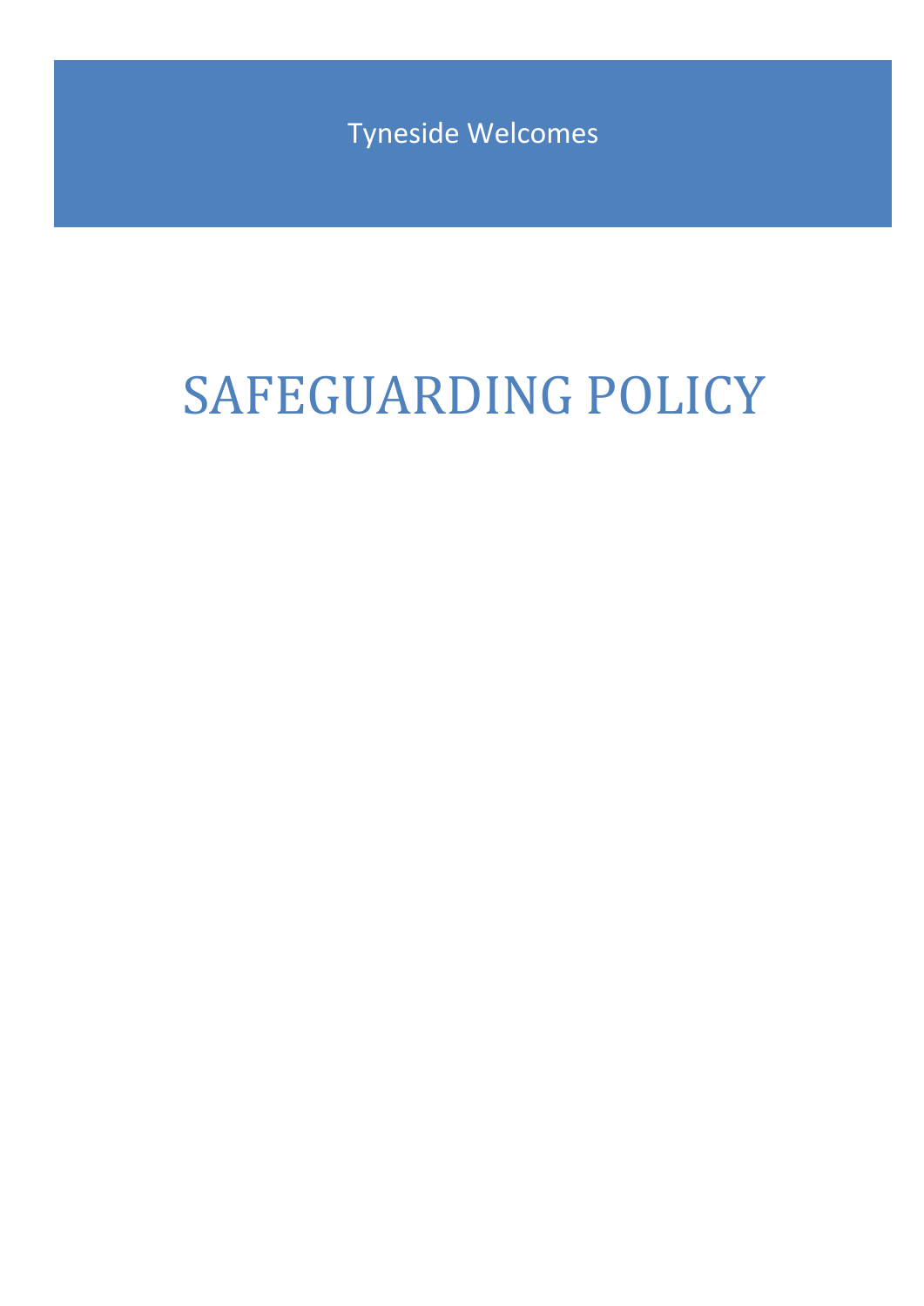Tyneside Welcomes

# SAFEGUARDING POLICY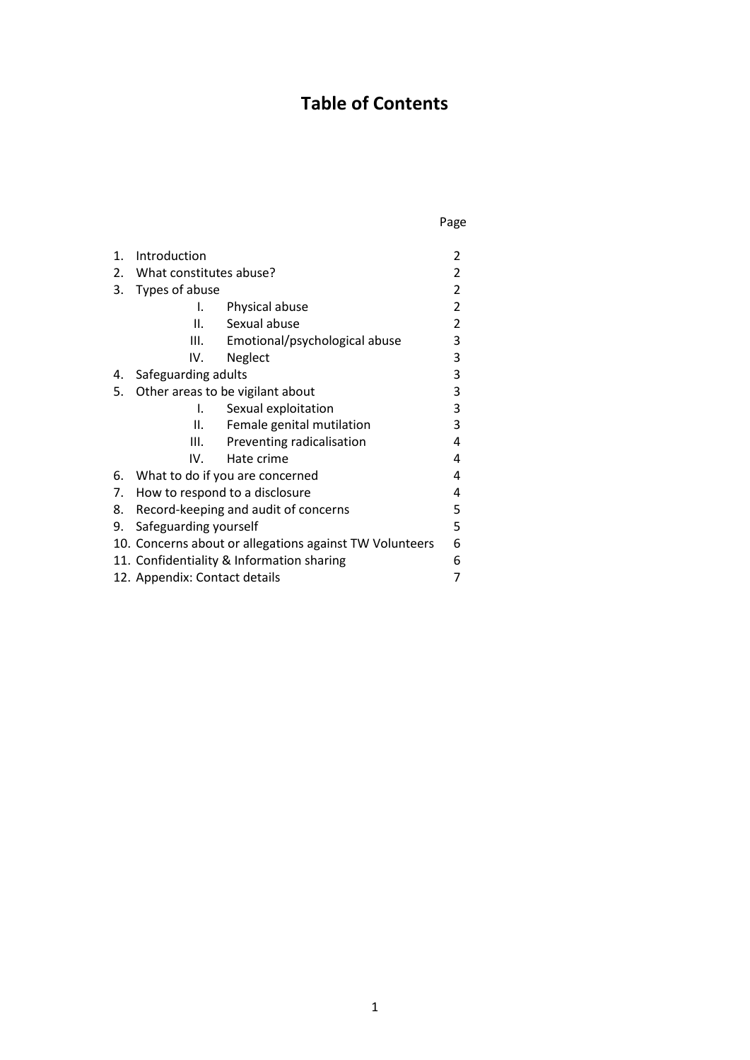# Table of Contents

| | | Page |
|---|---|---|
| 1. | Introduction | 2 |
| 2. | What constitutes abuse? | 2 |
| 3. | Types of abuse | 2 |
| | I. Physical abuse | 2 |
| | II. Sexual abuse | 2 |
| | III. Emotional/psychological abuse | 3 |
| | IV. Neglect | 3 |
| 4. | Safeguarding adults | 3 |
| 5. | Other areas to be vigilant about | 3 |
| | I. Sexual exploitation | 3 |
| | II. Female genital mutilation | 3 |
| | III. Preventing radicalisation | 4 |
| | IV. Hate crime | 4 |
| 6. | What to do if you are concerned | 4 |
| 7. | How to respond to a disclosure | 4 |
| 8. | Record-keeping and audit of concerns | 5 |
| 9. | Safeguarding yourself | 5 |
| 10. | Concerns about or allegations against TW Volunteers | 6 |
| 11. | Confidentiality & Information sharing | 6 |
| 12. | Appendix: Contact details | 7 |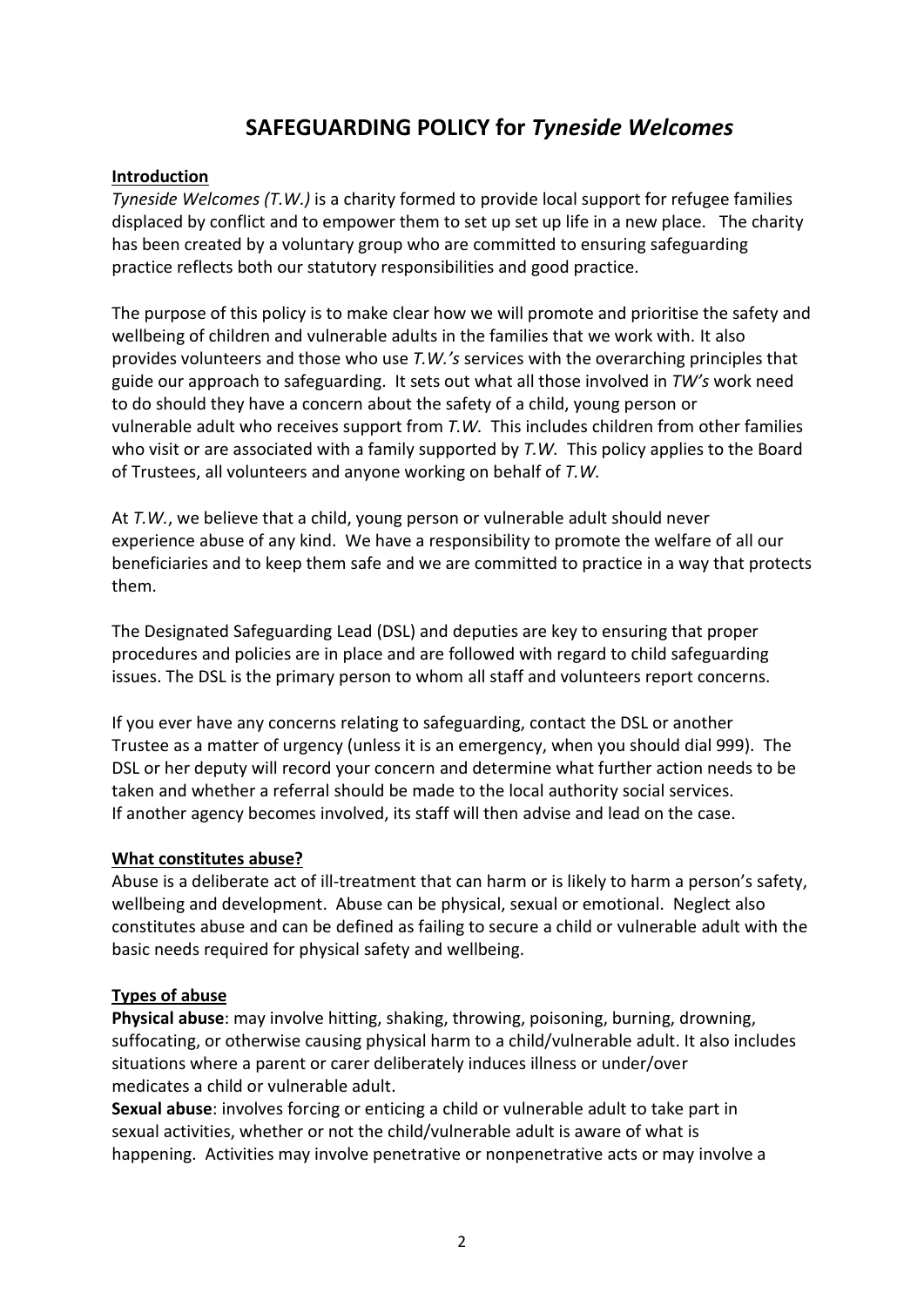# SAFEGUARDING POLICY for *Tyneside Welcomes*

**Introduction**

*Tyneside Welcomes (T.W.)* is a charity formed to provide local support for refugee families displaced by conflict and to empower them to set up set up life in a new place. The charity has been created by a voluntary group who are committed to ensuring safeguarding practice reflects both our statutory responsibilities and good practice.

The purpose of this policy is to make clear how we will promote and prioritise the safety and wellbeing of children and vulnerable adults in the families that we work with. It also provides volunteers and those who use *T.W.'s* services with the overarching principles that guide our approach to safeguarding. It sets out what all those involved in *TW's* work need to do should they have a concern about the safety of a child, young person or vulnerable adult who receives support from *T.W.* This includes children from other families who visit or are associated with a family supported by *T.W.* This policy applies to the Board of Trustees, all volunteers and anyone working on behalf of *T.W.*

At *T.W.*, we believe that a child, young person or vulnerable adult should never experience abuse of any kind. We have a responsibility to promote the welfare of all our beneficiaries and to keep them safe and we are committed to practice in a way that protects them.

The Designated Safeguarding Lead (DSL) and deputies are key to ensuring that proper procedures and policies are in place and are followed with regard to child safeguarding issues. The DSL is the primary person to whom all staff and volunteers report concerns.

If you ever have any concerns relating to safeguarding, contact the DSL or another Trustee as a matter of urgency (unless it is an emergency, when you should dial 999). The DSL or her deputy will record your concern and determine what further action needs to be taken and whether a referral should be made to the local authority social services. If another agency becomes involved, its staff will then advise and lead on the case.

**What constitutes abuse?**

Abuse is a deliberate act of ill-treatment that can harm or is likely to harm a person's safety, wellbeing and development. Abuse can be physical, sexual or emotional. Neglect also constitutes abuse and can be defined as failing to secure a child or vulnerable adult with the basic needs required for physical safety and wellbeing.

**Types of abuse**

**Physical abuse**: may involve hitting, shaking, throwing, poisoning, burning, drowning, suffocating, or otherwise causing physical harm to a child/vulnerable adult. It also includes situations where a parent or carer deliberately induces illness or under/over medicates a child or vulnerable adult.

**Sexual abuse**: involves forcing or enticing a child or vulnerable adult to take part in sexual activities, whether or not the child/vulnerable adult is aware of what is happening. Activities may involve penetrative or nonpenetrative acts or may involve a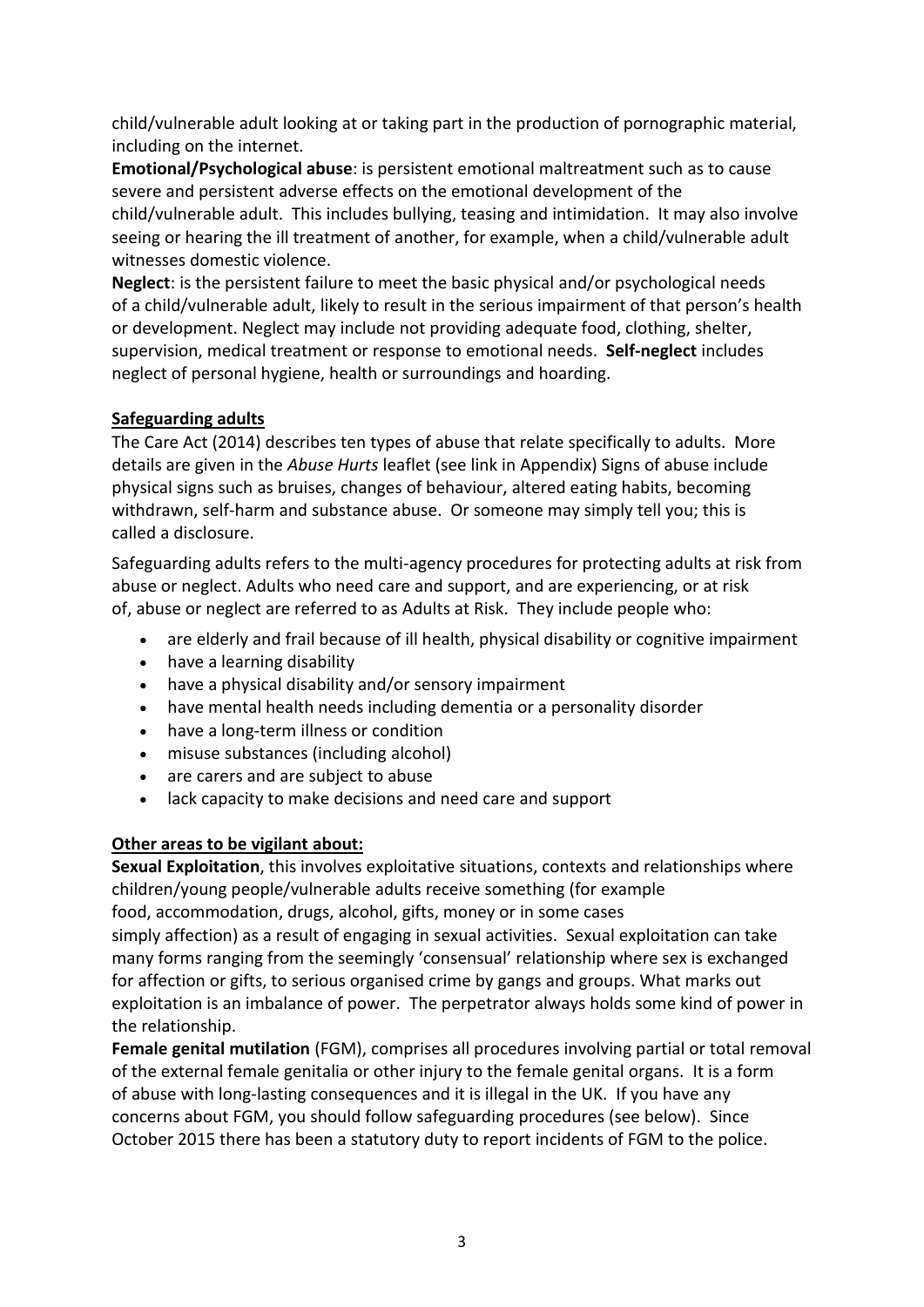child/vulnerable adult looking at or taking part in the production of pornographic material, including on the internet.

**Emotional/Psychological abuse**: is persistent emotional maltreatment such as to cause severe and persistent adverse effects on the emotional development of the child/vulnerable adult. This includes bullying, teasing and intimidation. It may also involve seeing or hearing the ill treatment of another, for example, when a child/vulnerable adult witnesses domestic violence.

**Neglect**: is the persistent failure to meet the basic physical and/or psychological needs of a child/vulnerable adult, likely to result in the serious impairment of that person's health or development. Neglect may include not providing adequate food, clothing, shelter, supervision, medical treatment or response to emotional needs. **Self-neglect** includes neglect of personal hygiene, health or surroundings and hoarding.

## Safeguarding adults

The Care Act (2014) describes ten types of abuse that relate specifically to adults. More details are given in the *Abuse Hurts* leaflet (see link in Appendix) Signs of abuse include physical signs such as bruises, changes of behaviour, altered eating habits, becoming withdrawn, self-harm and substance abuse. Or someone may simply tell you; this is called a disclosure.

Safeguarding adults refers to the multi-agency procedures for protecting adults at risk from abuse or neglect. Adults who need care and support, and are experiencing, or at risk of, abuse or neglect are referred to as Adults at Risk. They include people who:

- are elderly and frail because of ill health, physical disability or cognitive impairment
- have a learning disability
- have a physical disability and/or sensory impairment
- have mental health needs including dementia or a personality disorder
- have a long-term illness or condition
- misuse substances (including alcohol)
- are carers and are subject to abuse
- lack capacity to make decisions and need care and support

## Other areas to be vigilant about:

**Sexual Exploitation**, this involves exploitative situations, contexts and relationships where children/young people/vulnerable adults receive something (for example food, accommodation, drugs, alcohol, gifts, money or in some cases simply affection) as a result of engaging in sexual activities. Sexual exploitation can take many forms ranging from the seemingly 'consensual' relationship where sex is exchanged for affection or gifts, to serious organised crime by gangs and groups. What marks out exploitation is an imbalance of power. The perpetrator always holds some kind of power in the relationship.

**Female genital mutilation** (FGM), comprises all procedures involving partial or total removal of the external female genitalia or other injury to the female genital organs. It is a form of abuse with long-lasting consequences and it is illegal in the UK. If you have any concerns about FGM, you should follow safeguarding procedures (see below). Since October 2015 there has been a statutory duty to report incidents of FGM to the police.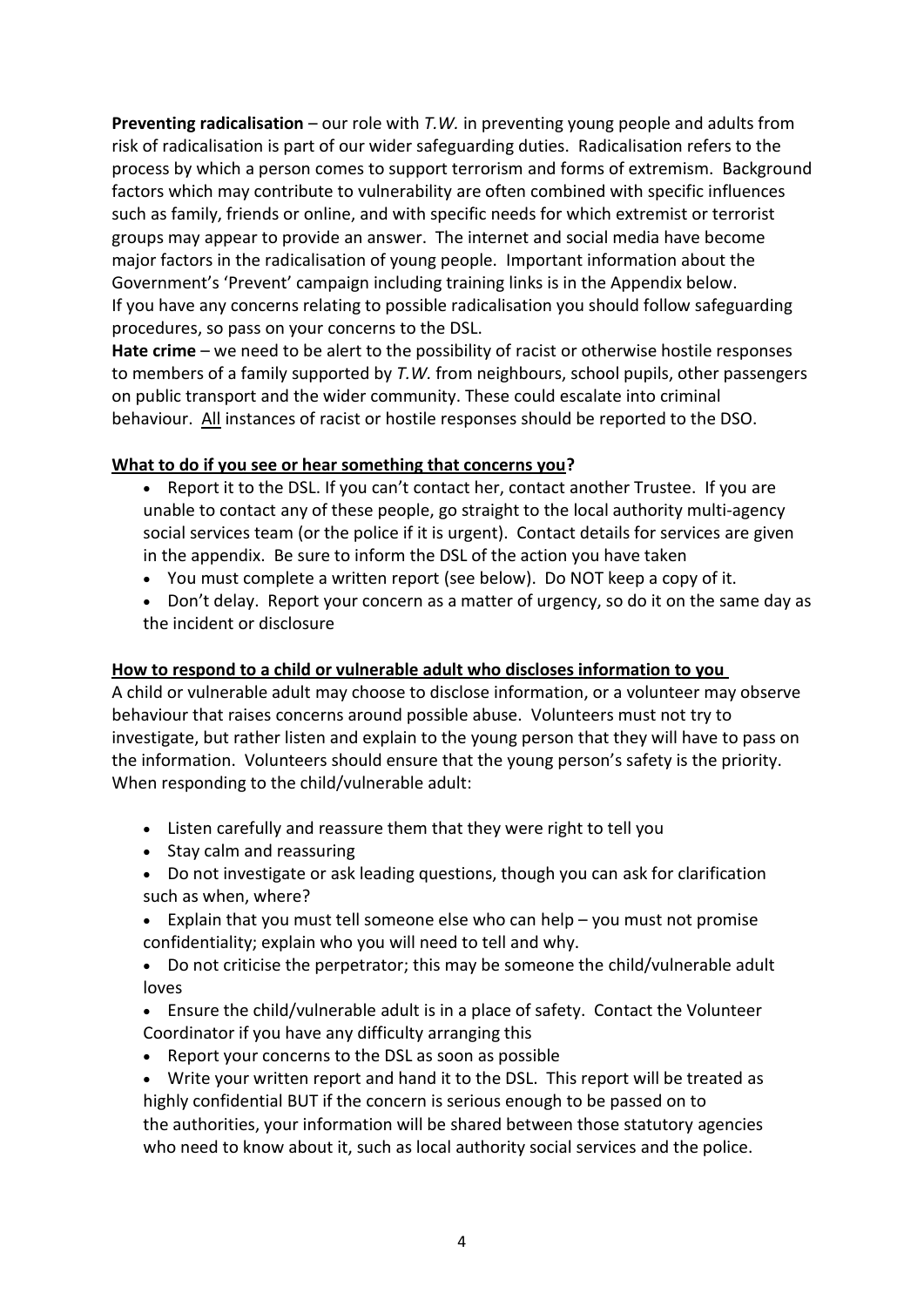**Preventing radicalisation** – our role with *T.W.* in preventing young people and adults from risk of radicalisation is part of our wider safeguarding duties. Radicalisation refers to the process by which a person comes to support terrorism and forms of extremism. Background factors which may contribute to vulnerability are often combined with specific influences such as family, friends or online, and with specific needs for which extremist or terrorist groups may appear to provide an answer. The internet and social media have become major factors in the radicalisation of young people. Important information about the Government's 'Prevent' campaign including training links is in the Appendix below. If you have any concerns relating to possible radicalisation you should follow safeguarding procedures, so pass on your concerns to the DSL.

**Hate crime** – we need to be alert to the possibility of racist or otherwise hostile responses to members of a family supported by *T.W.* from neighbours, school pupils, other passengers on public transport and the wider community. These could escalate into criminal behaviour. <u>All</u> instances of racist or hostile responses should be reported to the DSO.

**<u>What to do if you see or hear something that concerns you?</u>**

- Report it to the DSL. If you can't contact her, contact another Trustee. If you are unable to contact any of these people, go straight to the local authority multi-agency social services team (or the police if it is urgent). Contact details for services are given in the appendix. Be sure to inform the DSL of the action you have taken
- You must complete a written report (see below). Do NOT keep a copy of it.
- Don't delay. Report your concern as a matter of urgency, so do it on the same day as the incident or disclosure

**<u>How to respond to a child or vulnerable adult who discloses information to you</u>**

A child or vulnerable adult may choose to disclose information, or a volunteer may observe behaviour that raises concerns around possible abuse. Volunteers must not try to investigate, but rather listen and explain to the young person that they will have to pass on the information. Volunteers should ensure that the young person's safety is the priority. When responding to the child/vulnerable adult:

- Listen carefully and reassure them that they were right to tell you
- Stay calm and reassuring
- Do not investigate or ask leading questions, though you can ask for clarification such as when, where?
- Explain that you must tell someone else who can help – you must not promise confidentiality; explain who you will need to tell and why.
- Do not criticise the perpetrator; this may be someone the child/vulnerable adult loves
- Ensure the child/vulnerable adult is in a place of safety. Contact the Volunteer Coordinator if you have any difficulty arranging this
- Report your concerns to the DSL as soon as possible
- Write your written report and hand it to the DSL. This report will be treated as highly confidential BUT if the concern is serious enough to be passed on to the authorities, your information will be shared between those statutory agencies who need to know about it, such as local authority social services and the police.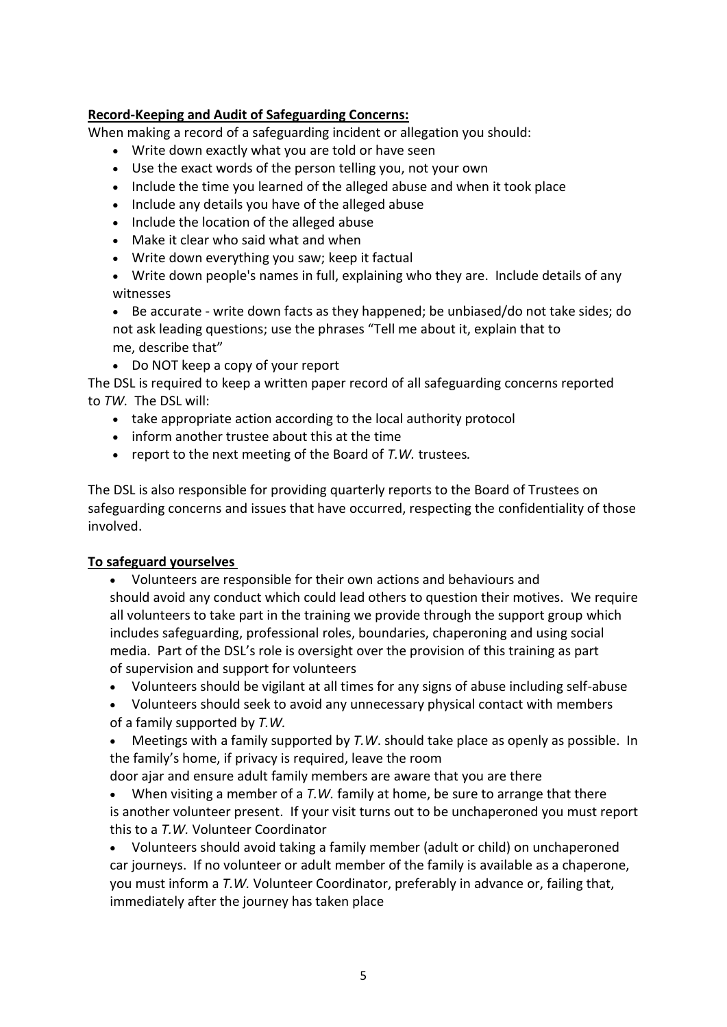**Record-Keeping and Audit of Safeguarding Concerns:**

When making a record of a safeguarding incident or allegation you should:

- Write down exactly what you are told or have seen
- Use the exact words of the person telling you, not your own
- Include the time you learned of the alleged abuse and when it took place
- Include any details you have of the alleged abuse
- Include the location of the alleged abuse
- Make it clear who said what and when
- Write down everything you saw; keep it factual
- Write down people's names in full, explaining who they are. Include details of any witnesses
- Be accurate - write down facts as they happened; be unbiased/do not take sides; do not ask leading questions; use the phrases "Tell me about it, explain that to me, describe that"
- Do NOT keep a copy of your report

The DSL is required to keep a written paper record of all safeguarding concerns reported to *TW.* The DSL will:

- take appropriate action according to the local authority protocol
- inform another trustee about this at the time
- report to the next meeting of the Board of *T.W.* trustees*.*

The DSL is also responsible for providing quarterly reports to the Board of Trustees on safeguarding concerns and issues that have occurred, respecting the confidentiality of those involved.

**To safeguard yourselves**

- Volunteers are responsible for their own actions and behaviours and should avoid any conduct which could lead others to question their motives. We require all volunteers to take part in the training we provide through the support group which includes safeguarding, professional roles, boundaries, chaperoning and using social media. Part of the DSL's role is oversight over the provision of this training as part of supervision and support for volunteers
- Volunteers should be vigilant at all times for any signs of abuse including self-abuse
- Volunteers should seek to avoid any unnecessary physical contact with members of a family supported by *T.W.*
- Meetings with a family supported by *T.W*. should take place as openly as possible. In the family's home, if privacy is required, leave the room door ajar and ensure adult family members are aware that you are there
- When visiting a member of a *T.W.* family at home, be sure to arrange that there is another volunteer present. If your visit turns out to be unchaperoned you must report this to a *T.W.* Volunteer Coordinator
- Volunteers should avoid taking a family member (adult or child) on unchaperoned car journeys. If no volunteer or adult member of the family is available as a chaperone, you must inform a *T.W.* Volunteer Coordinator, preferably in advance or, failing that, immediately after the journey has taken place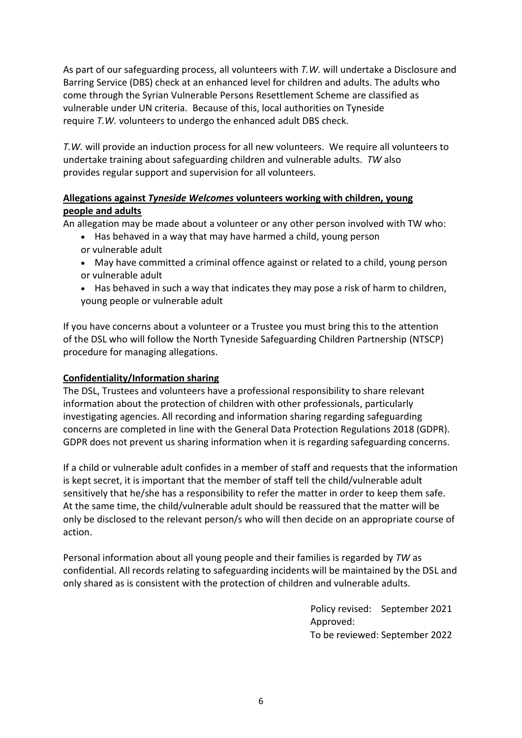As part of our safeguarding process, all volunteers with *T.W.* will undertake a Disclosure and Barring Service (DBS) check at an enhanced level for children and adults. The adults who come through the Syrian Vulnerable Persons Resettlement Scheme are classified as vulnerable under UN criteria. Because of this, local authorities on Tyneside require *T.W.* volunteers to undergo the enhanced adult DBS check.

*T.W.* will provide an induction process for all new volunteers. We require all volunteers to undertake training about safeguarding children and vulnerable adults. *TW* also provides regular support and supervision for all volunteers.

**Allegations against *Tyneside Welcomes* volunteers working with children, young people and adults**

An allegation may be made about a volunteer or any other person involved with TW who:

- Has behaved in a way that may have harmed a child, young person or vulnerable adult
- May have committed a criminal offence against or related to a child, young person or vulnerable adult
- Has behaved in such a way that indicates they may pose a risk of harm to children, young people or vulnerable adult

If you have concerns about a volunteer or a Trustee you must bring this to the attention of the DSL who will follow the North Tyneside Safeguarding Children Partnership (NTSCP) procedure for managing allegations.

**Confidentiality/Information sharing**

The DSL, Trustees and volunteers have a professional responsibility to share relevant information about the protection of children with other professionals, particularly investigating agencies. All recording and information sharing regarding safeguarding concerns are completed in line with the General Data Protection Regulations 2018 (GDPR). GDPR does not prevent us sharing information when it is regarding safeguarding concerns.

If a child or vulnerable adult confides in a member of staff and requests that the information is kept secret, it is important that the member of staff tell the child/vulnerable adult sensitively that he/she has a responsibility to refer the matter in order to keep them safe. At the same time, the child/vulnerable adult should be reassured that the matter will be only be disclosed to the relevant person/s who will then decide on an appropriate course of action.

Personal information about all young people and their families is regarded by *TW* as confidential. All records relating to safeguarding incidents will be maintained by the DSL and only shared as is consistent with the protection of children and vulnerable adults.

Policy revised: September 2021
Approved:
To be reviewed: September 2022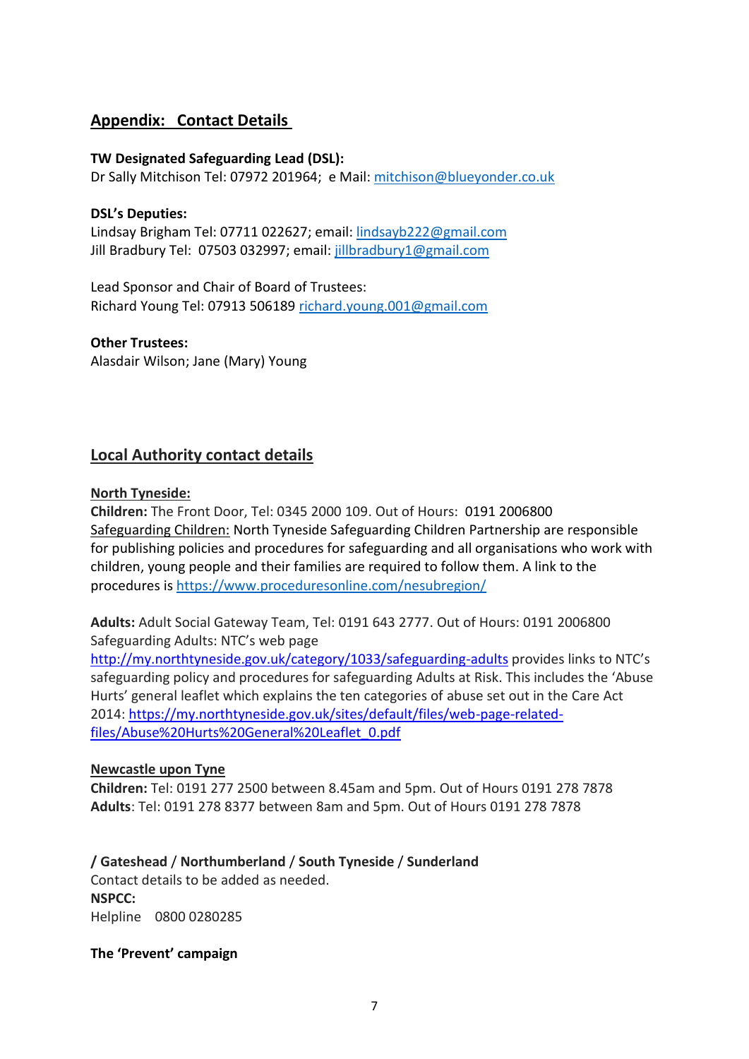## Appendix: Contact Details

**TW Designated Safeguarding Lead (DSL):**
Dr Sally Mitchison Tel: 07972 201964; e Mail: mitchison@blueyonder.co.uk

**DSL's Deputies:**
Lindsay Brigham Tel: 07711 022627; email: lindsayb222@gmail.com
Jill Bradbury Tel: 07503 032997; email: jillbradbury1@gmail.com

Lead Sponsor and Chair of Board of Trustees:
Richard Young Tel: 07913 506189 richard.young.001@gmail.com

**Other Trustees:**
Alasdair Wilson; Jane (Mary) Young

## Local Authority contact details

**North Tyneside:**

**Children:** The Front Door, Tel: 0345 2000 109. Out of Hours: 0191 2006800
Safeguarding Children: North Tyneside Safeguarding Children Partnership are responsible for publishing policies and procedures for safeguarding and all organisations who work with children, young people and their families are required to follow them. A link to the procedures is https://www.proceduresonline.com/nesubregion/

**Adults:** Adult Social Gateway Team, Tel: 0191 643 2777. Out of Hours: 0191 2006800
Safeguarding Adults: NTC's web page http://my.northtyneside.gov.uk/category/1033/safeguarding-adults provides links to NTC's safeguarding policy and procedures for safeguarding Adults at Risk. This includes the 'Abuse Hurts' general leaflet which explains the ten categories of abuse set out in the Care Act 2014: https://my.northtyneside.gov.uk/sites/default/files/web-page-related-files/Abuse%20Hurts%20General%20Leaflet_0.pdf

**Newcastle upon Tyne**

**Children:** Tel: 0191 277 2500 between 8.45am and 5pm. Out of Hours 0191 278 7878
**Adults**: Tel: 0191 278 8377 between 8am and 5pm. Out of Hours 0191 278 7878

**/ Gateshead / Northumberland / South Tyneside / Sunderland**
Contact details to be added as needed.

**NSPCC:**
Helpline 0800 0280285

**The 'Prevent' campaign**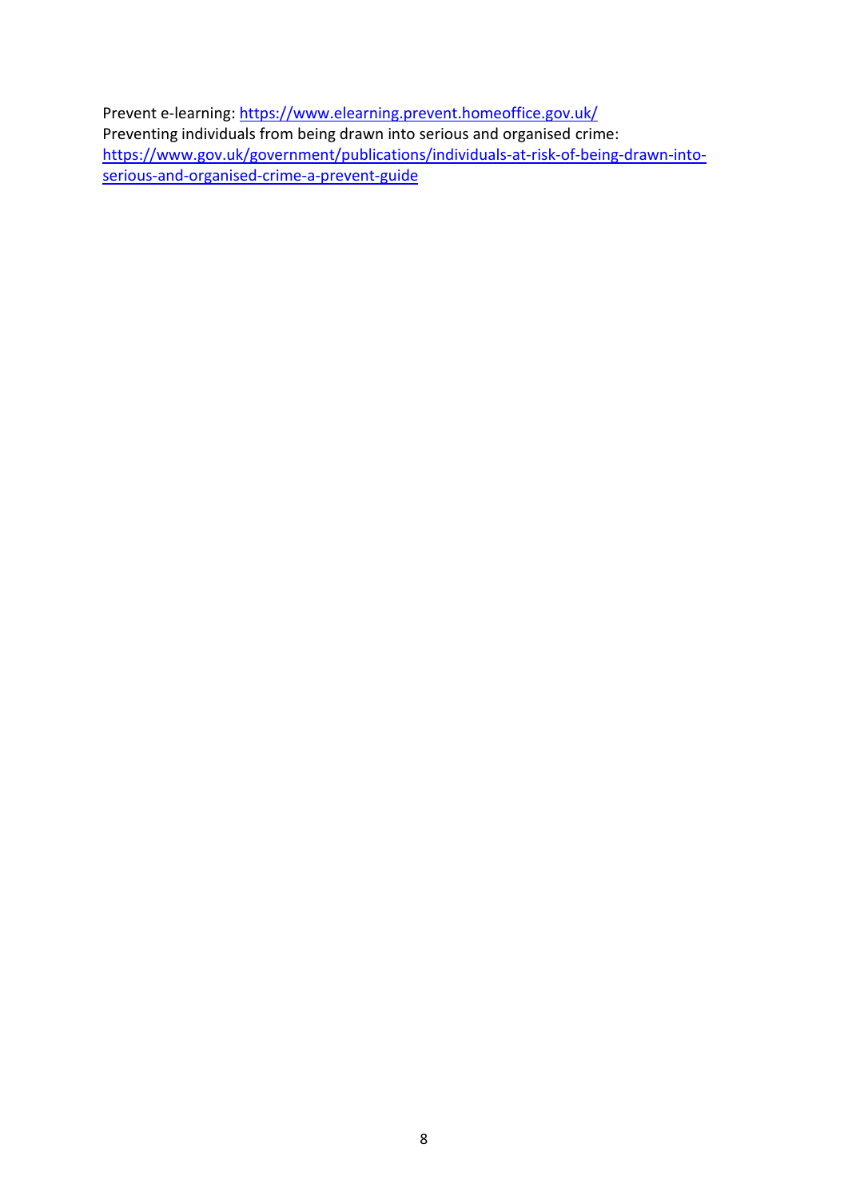Prevent e-learning: https://www.elearning.prevent.homeoffice.gov.uk/
Preventing individuals from being drawn into serious and organised crime:
https://www.gov.uk/government/publications/individuals-at-risk-of-being-drawn-into-serious-and-organised-crime-a-prevent-guide